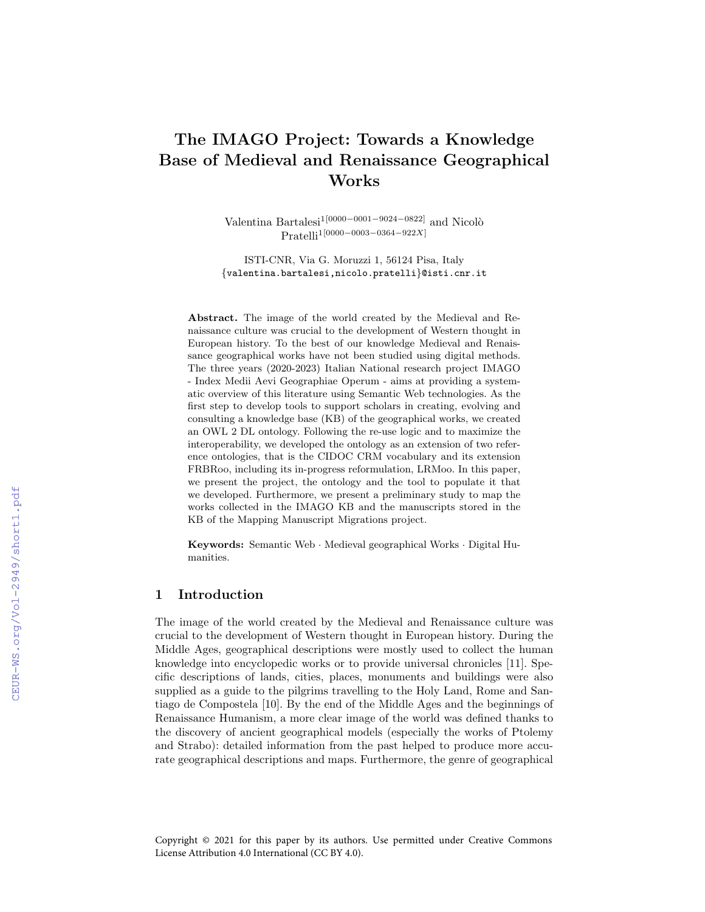# The IMAGO Project: Towards a Knowledge Base of Medieval and Renaissance Geographical Works

Valentina Bartalesi[1[0000−0001−9024−0822]] and Nicolò Pratelli[1[0000−0003−0364−922X]]

ISTI-CNR, Via G. Moruzzi 1, 56124 Pisa, Italy
{valentina.bartalesi,nicolo.pratelli}@isti.cnr.it

**Abstract.** The image of the world created by the Medieval and Renaissance culture was crucial to the development of Western thought in European history. To the best of our knowledge Medieval and Renaissance geographical works have not been studied using digital methods. The three years (2020-2023) Italian National research project IMAGO - Index Medii Aevi Geographiae Operum - aims at providing a systematic overview of this literature using Semantic Web technologies. As the first step to develop tools to support scholars in creating, evolving and consulting a knowledge base (KB) of the geographical works, we created an OWL 2 DL ontology. Following the re-use logic and to maximize the interoperability, we developed the ontology as an extension of two reference ontologies, that is the CIDOC CRM vocabulary and its extension FRBRoo, including its in-progress reformulation, LRMoo. In this paper, we present the project, the ontology and the tool to populate it that we developed. Furthermore, we present a preliminary study to map the works collected in the IMAGO KB and the manuscripts stored in the KB of the Mapping Manuscript Migrations project.

**Keywords:** Semantic Web · Medieval geographical Works · Digital Humanities.

## 1 Introduction

The image of the world created by the Medieval and Renaissance culture was crucial to the development of Western thought in European history. During the Middle Ages, geographical descriptions were mostly used to collect the human knowledge into encyclopedic works or to provide universal chronicles [11]. Specific descriptions of lands, cities, places, monuments and buildings were also supplied as a guide to the pilgrims travelling to the Holy Land, Rome and Santiago de Compostela [10]. By the end of the Middle Ages and the beginnings of Renaissance Humanism, a more clear image of the world was defined thanks to the discovery of ancient geographical models (especially the works of Ptolemy and Strabo): detailed information from the past helped to produce more accurate geographical descriptions and maps. Furthermore, the genre of geographical

Copyright © 2021 for this paper by its authors. Use permitted under Creative Commons License Attribution 4.0 International (CC BY 4.0).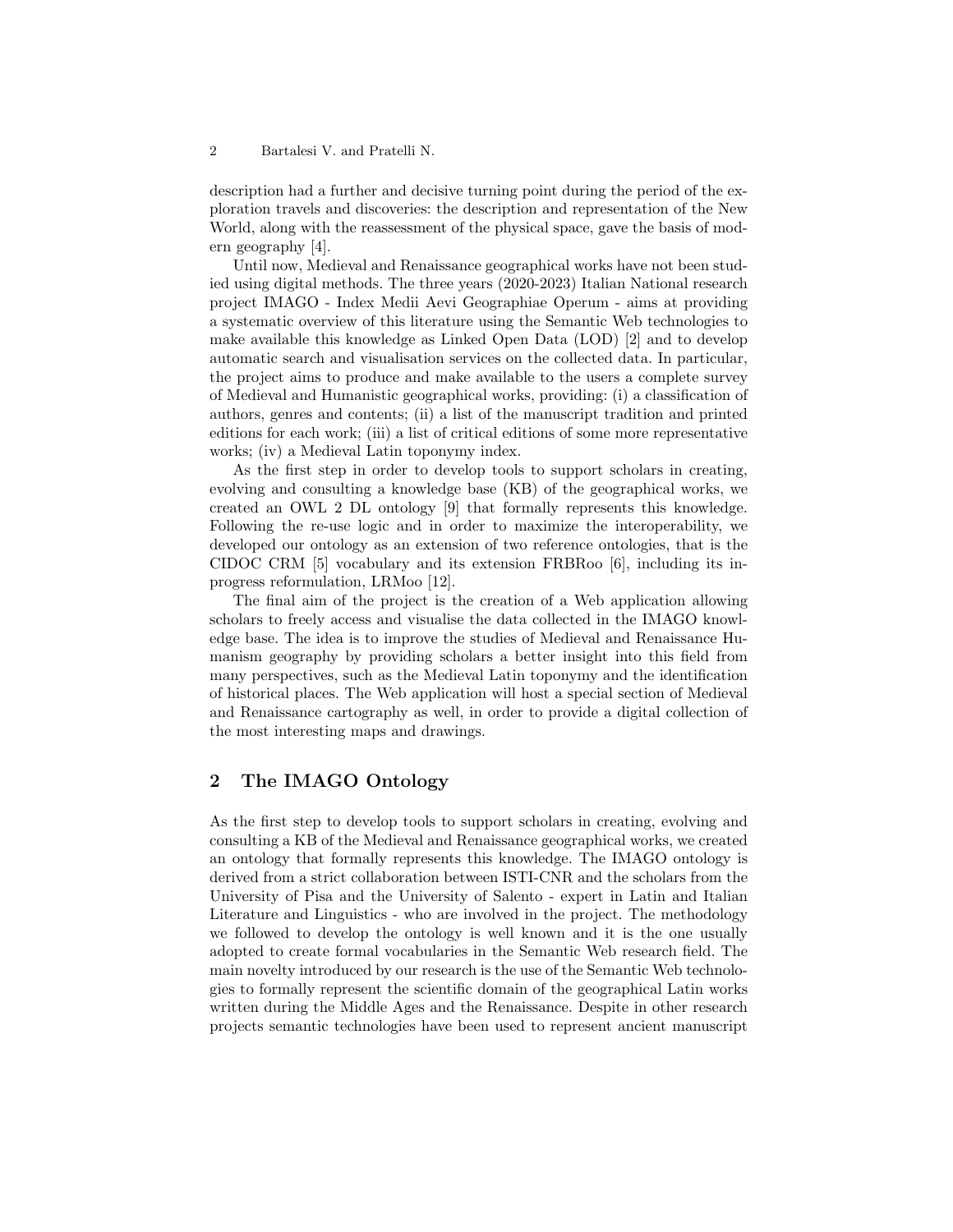description had a further and decisive turning point during the period of the exploration travels and discoveries: the description and representation of the New World, along with the reassessment of the physical space, gave the basis of modern geography [4].

Until now, Medieval and Renaissance geographical works have not been studied using digital methods. The three years (2020-2023) Italian National research project IMAGO - Index Medii Aevi Geographiae Operum - aims at providing a systematic overview of this literature using the Semantic Web technologies to make available this knowledge as Linked Open Data (LOD) [2] and to develop automatic search and visualisation services on the collected data. In particular, the project aims to produce and make available to the users a complete survey of Medieval and Humanistic geographical works, providing: (i) a classification of authors, genres and contents; (ii) a list of the manuscript tradition and printed editions for each work; (iii) a list of critical editions of some more representative works; (iv) a Medieval Latin toponymy index.

As the first step in order to develop tools to support scholars in creating, evolving and consulting a knowledge base (KB) of the geographical works, we created an OWL 2 DL ontology [9] that formally represents this knowledge. Following the re-use logic and in order to maximize the interoperability, we developed our ontology as an extension of two reference ontologies, that is the CIDOC CRM [5] vocabulary and its extension FRBRoo [6], including its in-progress reformulation, LRMoo [12].

The final aim of the project is the creation of a Web application allowing scholars to freely access and visualise the data collected in the IMAGO knowledge base. The idea is to improve the studies of Medieval and Renaissance Humanism geography by providing scholars a better insight into this field from many perspectives, such as the Medieval Latin toponymy and the identification of historical places. The Web application will host a special section of Medieval and Renaissance cartography as well, in order to provide a digital collection of the most interesting maps and drawings.

## 2 The IMAGO Ontology

As the first step to develop tools to support scholars in creating, evolving and consulting a KB of the Medieval and Renaissance geographical works, we created an ontology that formally represents this knowledge. The IMAGO ontology is derived from a strict collaboration between ISTI-CNR and the scholars from the University of Pisa and the University of Salento - expert in Latin and Italian Literature and Linguistics - who are involved in the project. The methodology we followed to develop the ontology is well known and it is the one usually adopted to create formal vocabularies in the Semantic Web research field. The main novelty introduced by our research is the use of the Semantic Web technologies to formally represent the scientific domain of the geographical Latin works written during the Middle Ages and the Renaissance. Despite in other research projects semantic technologies have been used to represent ancient manuscript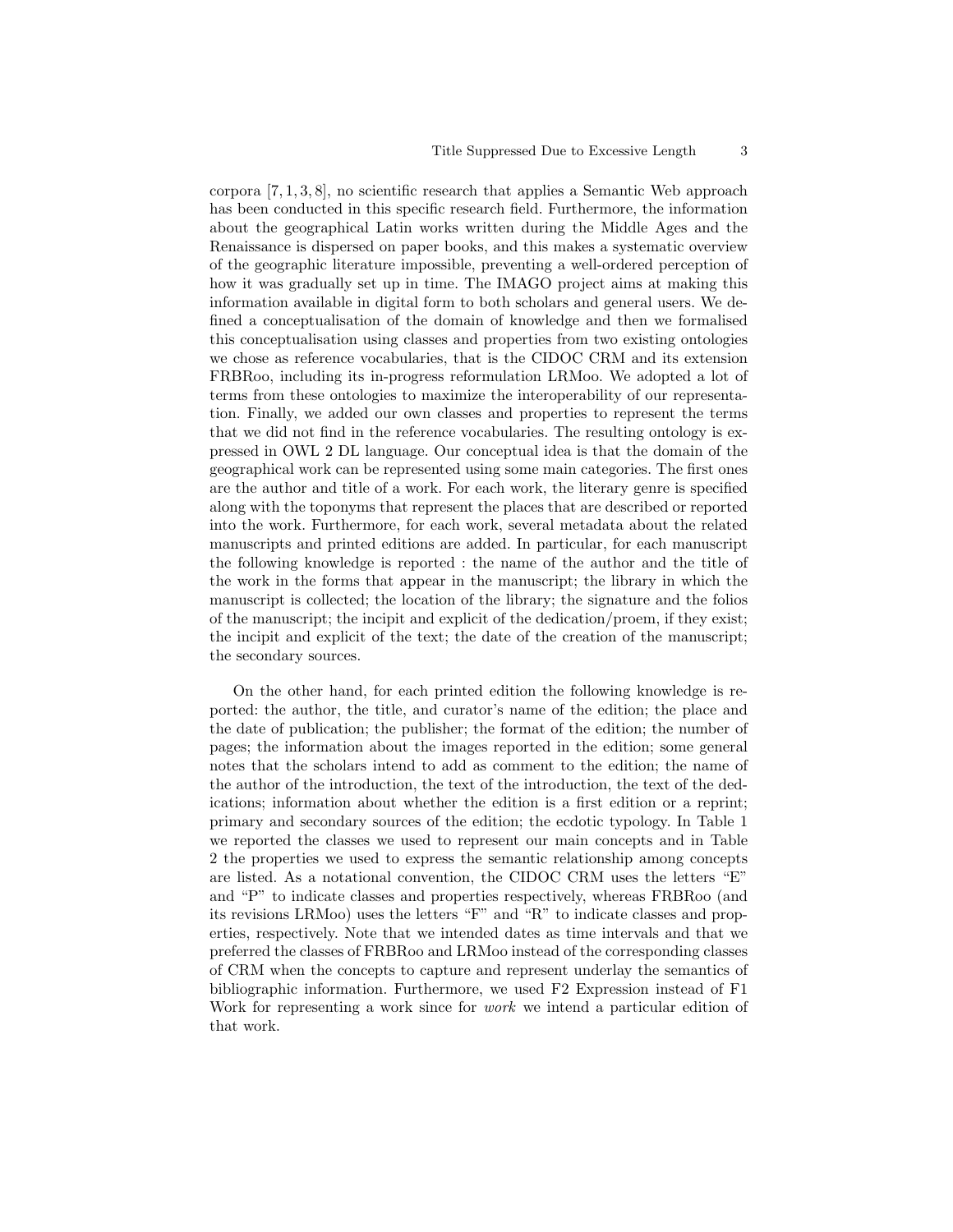corpora [7, 1, 3, 8], no scientific research that applies a Semantic Web approach has been conducted in this specific research field. Furthermore, the information about the geographical Latin works written during the Middle Ages and the Renaissance is dispersed on paper books, and this makes a systematic overview of the geographic literature impossible, preventing a well-ordered perception of how it was gradually set up in time. The IMAGO project aims at making this information available in digital form to both scholars and general users. We defined a conceptualisation of the domain of knowledge and then we formalised this conceptualisation using classes and properties from two existing ontologies we chose as reference vocabularies, that is the CIDOC CRM and its extension FRBRoo, including its in-progress reformulation LRMoo. We adopted a lot of terms from these ontologies to maximize the interoperability of our representation. Finally, we added our own classes and properties to represent the terms that we did not find in the reference vocabularies. The resulting ontology is expressed in OWL 2 DL language. Our conceptual idea is that the domain of the geographical work can be represented using some main categories. The first ones are the author and title of a work. For each work, the literary genre is specified along with the toponyms that represent the places that are described or reported into the work. Furthermore, for each work, several metadata about the related manuscripts and printed editions are added. In particular, for each manuscript the following knowledge is reported : the name of the author and the title of the work in the forms that appear in the manuscript; the library in which the manuscript is collected; the location of the library; the signature and the folios of the manuscript; the incipit and explicit of the dedication/proem, if they exist; the incipit and explicit of the text; the date of the creation of the manuscript; the secondary sources.

On the other hand, for each printed edition the following knowledge is reported: the author, the title, and curator's name of the edition; the place and the date of publication; the publisher; the format of the edition; the number of pages; the information about the images reported in the edition; some general notes that the scholars intend to add as comment to the edition; the name of the author of the introduction, the text of the introduction, the text of the dedications; information about whether the edition is a first edition or a reprint; primary and secondary sources of the edition; the ecdotic typology. In Table 1 we reported the classes we used to represent our main concepts and in Table 2 the properties we used to express the semantic relationship among concepts are listed. As a notational convention, the CIDOC CRM uses the letters "E" and "P" to indicate classes and properties respectively, whereas FRBRoo (and its revisions LRMoo) uses the letters "F" and "R" to indicate classes and properties, respectively. Note that we intended dates as time intervals and that we preferred the classes of FRBRoo and LRMoo instead of the corresponding classes of CRM when the concepts to capture and represent underlay the semantics of bibliographic information. Furthermore, we used F2 Expression instead of F1 Work for representing a work since for *work* we intend a particular edition of that work.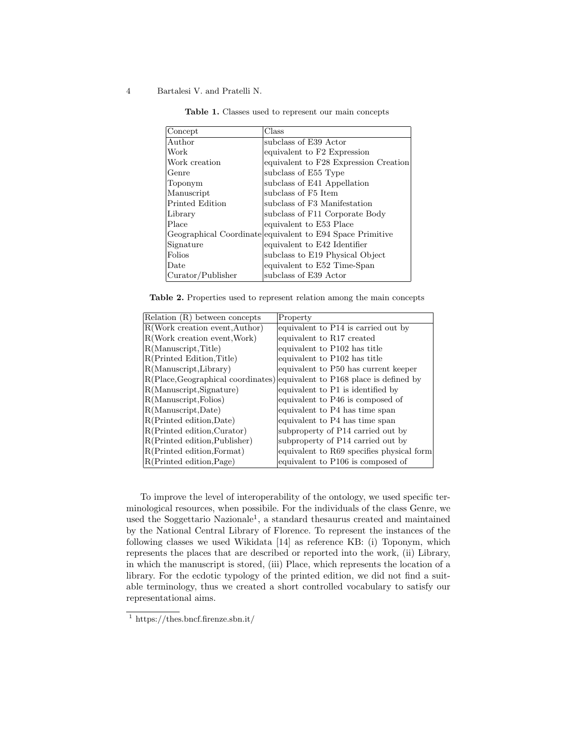**Table 1.** Classes used to represent our main concepts

| Concept | Class |
| --- | --- |
| Author | subclass of E39 Actor |
| Work | equivalent to F2 Expression |
| Work creation | equivalent to F28 Expression Creation |
| Genre | subclass of E55 Type |
| Toponym | subclass of E41 Appellation |
| Manuscript | subclass of F5 Item |
| Printed Edition | subclass of F3 Manifestation |
| Library | subclass of F11 Corporate Body |
| Place | equivalent to E53 Place |
| Geographical Coordinate | equivalent to E94 Space Primitive |
| Signature | equivalent to E42 Identifier |
| Folios | subclass to E19 Physical Object |
| Date | equivalent to E52 Time-Span |
| Curator/Publisher | subclass of E39 Actor |

**Table 2.** Properties used to represent relation among the main concepts

| Relation (R) between concepts | Property |
| --- | --- |
| R(Work creation event,Author) | equivalent to P14 is carried out by |
| R(Work creation event,Work) | equivalent to R17 created |
| R(Manuscript,Title) | equivalent to P102 has title |
| R(Printed Edition,Title) | equivalent to P102 has title |
| R(Manuscript,Library) | equivalent to P50 has current keeper |
| R(Place,Geographical coordinates) | equivalent to P168 place is defined by |
| R(Manuscript,Signature) | equivalent to P1 is identified by |
| R(Manuscript,Folios) | equivalent to P46 is composed of |
| R(Manuscript,Date) | equivalent to P4 has time span |
| R(Printed edition,Date) | equivalent to P4 has time span |
| R(Printed edition,Curator) | subproperty of P14 carried out by |
| R(Printed edition,Publisher) | subproperty of P14 carried out by |
| R(Printed edition,Format) | equivalent to R69 specifies physical form |
| R(Printed edition,Page) | equivalent to P106 is composed of |

To improve the level of interoperability of the ontology, we used specific terminological resources, when possibile. For the individuals of the class Genre, we used the Soggettario Nazionale[1], a standard thesaurus created and maintained by the National Central Library of Florence. To represent the instances of the following classes we used Wikidata [14] as reference KB: (i) Toponym, which represents the places that are described or reported into the work, (ii) Library, in which the manuscript is stored, (iii) Place, which represents the location of a library. For the ecdotic typology of the printed edition, we did not find a suitable terminology, thus we created a short controlled vocabulary to satisfy our representational aims.

[1] https://thes.bncf.firenze.sbn.it/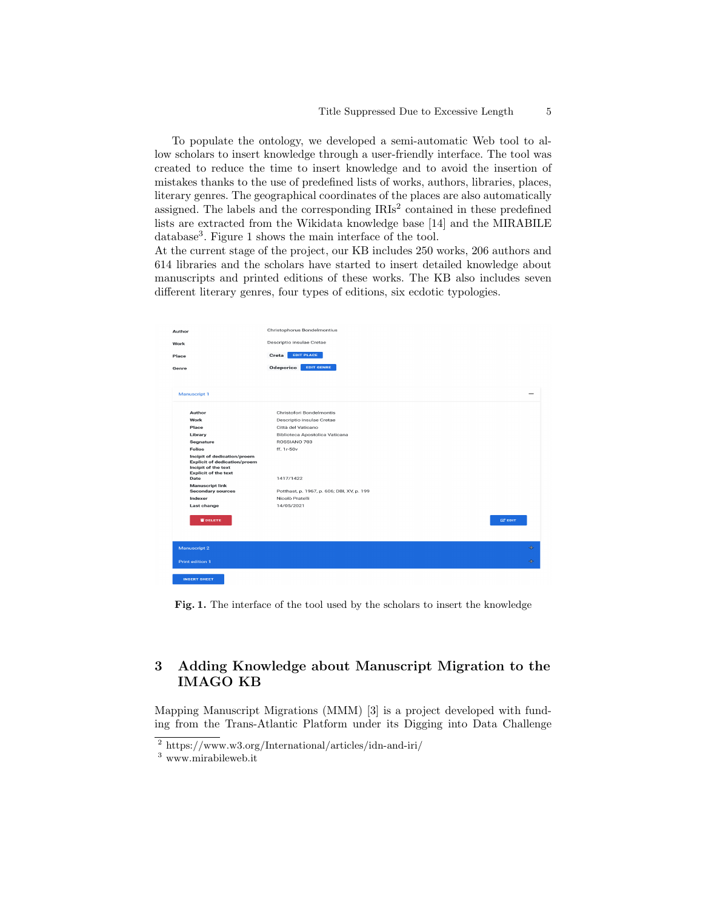To populate the ontology, we developed a semi-automatic Web tool to allow scholars to insert knowledge through a user-friendly interface. The tool was created to reduce the time to insert knowledge and to avoid the insertion of mistakes thanks to the use of predefined lists of works, authors, libraries, places, literary genres. The geographical coordinates of the places are also automatically assigned. The labels and the corresponding IRIs[2] contained in these predefined lists are extracted from the Wikidata knowledge base [14] and the MIRABILE database[3]. Figure 1 shows the main interface of the tool.
At the current stage of the project, our KB includes 250 works, 206 authors and 614 libraries and the scholars have started to insert detailed knowledge about manuscripts and printed editions of these works. The KB also includes seven different literary genres, four types of editions, six ecdotic typologies.

**Fig. 1.** The interface of the tool used by the scholars to insert the knowledge

## 3 Adding Knowledge about Manuscript Migration to the IMAGO KB

Mapping Manuscript Migrations (MMM) [3] is a project developed with funding from the Trans-Atlantic Platform under its Digging into Data Challenge

[2] https://www.w3.org/International/articles/idn-and-iri/

[3] www.mirabileweb.it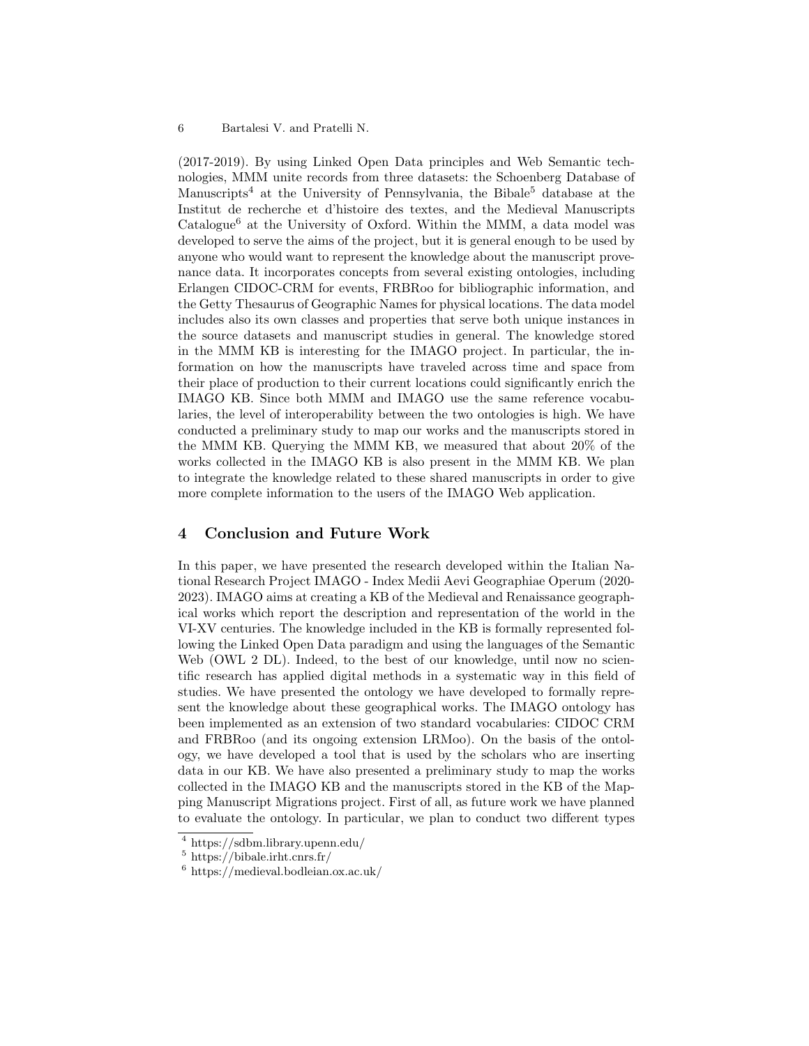(2017-2019). By using Linked Open Data principles and Web Semantic technologies, MMM unite records from three datasets: the Schoenberg Database of Manuscripts[4] at the University of Pennsylvania, the Bibale[5] database at the Institut de recherche et d'histoire des textes, and the Medieval Manuscripts Catalogue[6] at the University of Oxford. Within the MMM, a data model was developed to serve the aims of the project, but it is general enough to be used by anyone who would want to represent the knowledge about the manuscript provenance data. It incorporates concepts from several existing ontologies, including Erlangen CIDOC-CRM for events, FRBRoo for bibliographic information, and the Getty Thesaurus of Geographic Names for physical locations. The data model includes also its own classes and properties that serve both unique instances in the source datasets and manuscript studies in general. The knowledge stored in the MMM KB is interesting for the IMAGO project. In particular, the information on how the manuscripts have traveled across time and space from their place of production to their current locations could significantly enrich the IMAGO KB. Since both MMM and IMAGO use the same reference vocabularies, the level of interoperability between the two ontologies is high. We have conducted a preliminary study to map our works and the manuscripts stored in the MMM KB. Querying the MMM KB, we measured that about 20% of the works collected in the IMAGO KB is also present in the MMM KB. We plan to integrate the knowledge related to these shared manuscripts in order to give more complete information to the users of the IMAGO Web application.

## 4 Conclusion and Future Work

In this paper, we have presented the research developed within the Italian National Research Project IMAGO - Index Medii Aevi Geographiae Operum (2020-2023). IMAGO aims at creating a KB of the Medieval and Renaissance geographical works which report the description and representation of the world in the VI-XV centuries. The knowledge included in the KB is formally represented following the Linked Open Data paradigm and using the languages of the Semantic Web (OWL 2 DL). Indeed, to the best of our knowledge, until now no scientific research has applied digital methods in a systematic way in this field of studies. We have presented the ontology we have developed to formally represent the knowledge about these geographical works. The IMAGO ontology has been implemented as an extension of two standard vocabularies: CIDOC CRM and FRBRoo (and its ongoing extension LRMoo). On the basis of the ontology, we have developed a tool that is used by the scholars who are inserting data in our KB. We have also presented a preliminary study to map the works collected in the IMAGO KB and the manuscripts stored in the KB of the Mapping Manuscript Migrations project. First of all, as future work we have planned to evaluate the ontology. In particular, we plan to conduct two different types

[4] https://sdbm.library.upenn.edu/

[5] https://bibale.irht.cnrs.fr/

[6] https://medieval.bodleian.ox.ac.uk/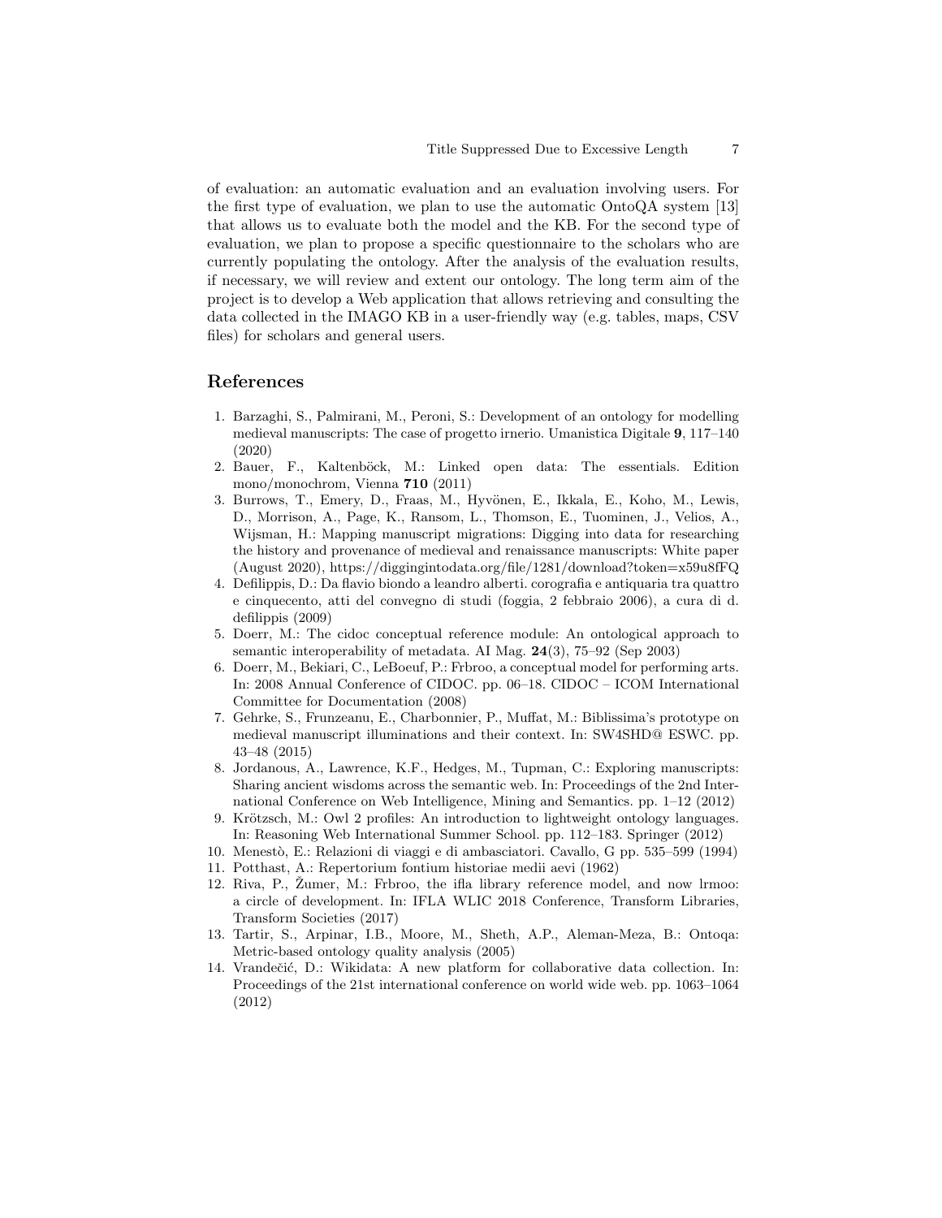of evaluation: an automatic evaluation and an evaluation involving users. For the first type of evaluation, we plan to use the automatic OntoQA system [13] that allows us to evaluate both the model and the KB. For the second type of evaluation, we plan to propose a specific questionnaire to the scholars who are currently populating the ontology. After the analysis of the evaluation results, if necessary, we will review and extent our ontology. The long term aim of the project is to develop a Web application that allows retrieving and consulting the data collected in the IMAGO KB in a user-friendly way (e.g. tables, maps, CSV files) for scholars and general users.

## References

1. Barzaghi, S., Palmirani, M., Peroni, S.: Development of an ontology for modelling medieval manuscripts: The case of progetto irnerio. Umanistica Digitale **9**, 117–140 (2020)
2. Bauer, F., Kaltenböck, M.: Linked open data: The essentials. Edition mono/monochrom, Vienna **710** (2011)
3. Burrows, T., Emery, D., Fraas, M., Hyvönen, E., Ikkala, E., Koho, M., Lewis, D., Morrison, A., Page, K., Ransom, L., Thomson, E., Tuominen, J., Velios, A., Wijsman, H.: Mapping manuscript migrations: Digging into data for researching the history and provenance of medieval and renaissance manuscripts: White paper (August 2020), https://diggingintodata.org/file/1281/download?token=x59u8fFQ
4. Defilippis, D.: Da flavio biondo a leandro alberti. corografia e antiquaria tra quattro e cinquecento, atti del convegno di studi (foggia, 2 febbraio 2006), a cura di d. defilippis (2009)
5. Doerr, M.: The cidoc conceptual reference module: An ontological approach to semantic interoperability of metadata. AI Mag. **24**(3), 75–92 (Sep 2003)
6. Doerr, M., Bekiari, C., LeBoeuf, P.: Frbroo, a conceptual model for performing arts. In: 2008 Annual Conference of CIDOC. pp. 06–18. CIDOC – ICOM International Committee for Documentation (2008)
7. Gehrke, S., Frunzeanu, E., Charbonnier, P., Muffat, M.: Biblissima's prototype on medieval manuscript illuminations and their context. In: SW4SHD@ ESWC. pp. 43–48 (2015)
8. Jordanous, A., Lawrence, K.F., Hedges, M., Tupman, C.: Exploring manuscripts: Sharing ancient wisdoms across the semantic web. In: Proceedings of the 2nd International Conference on Web Intelligence, Mining and Semantics. pp. 1–12 (2012)
9. Krötzsch, M.: Owl 2 profiles: An introduction to lightweight ontology languages. In: Reasoning Web International Summer School. pp. 112–183. Springer (2012)
10. Menestò, E.: Relazioni di viaggi e di ambasciatori. Cavallo, G pp. 535–599 (1994)
11. Potthast, A.: Repertorium fontium historiae medii aevi (1962)
12. Riva, P., Žumer, M.: Frbroo, the ifla library reference model, and now lrmoo: a circle of development. In: IFLA WLIC 2018 Conference, Transform Libraries, Transform Societies (2017)
13. Tartir, S., Arpinar, I.B., Moore, M., Sheth, A.P., Aleman-Meza, B.: Ontoqa: Metric-based ontology quality analysis (2005)
14. Vrandečić, D.: Wikidata: A new platform for collaborative data collection. In: Proceedings of the 21st international conference on world wide web. pp. 1063–1064 (2012)